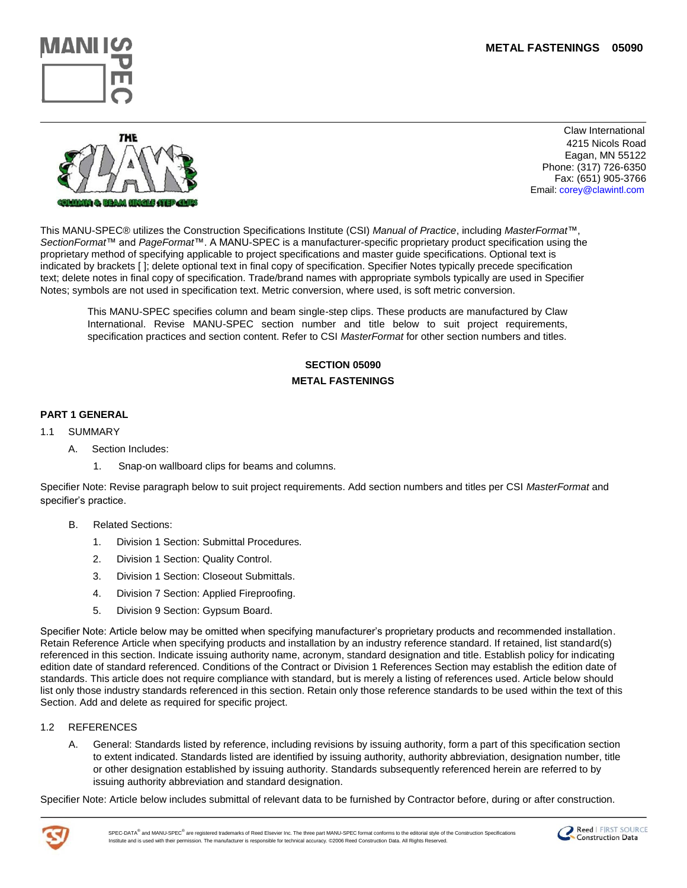METAL FASTENINGS 05090

Claw International
4215 Nicols Road
Eagan, MN 55122
Phone: (317) 726-6350
Fax: (651) 905-3766
Email: corey@clawintl.com

This MANU-SPEC® utilizes the Construction Specifications Institute (CSI) *Manual of Practice*, including *MasterFormat*™, *SectionFormat*™ and *PageFormat*™. A MANU-SPEC is a manufacturer-specific proprietary product specification using the proprietary method of specifying applicable to project specifications and master guide specifications. Optional text is indicated by brackets [ ]; delete optional text in final copy of specification. Specifier Notes typically precede specification text; delete notes in final copy of specification. Trade/brand names with appropriate symbols typically are used in Specifier Notes; symbols are not used in specification text. Metric conversion, where used, is soft metric conversion.

This MANU-SPEC specifies column and beam single-step clips. These products are manufactured by Claw International. Revise MANU-SPEC section number and title below to suit project requirements, specification practices and section content. Refer to CSI *MasterFormat* for other section numbers and titles.

## SECTION 05090
## METAL FASTENINGS

### PART 1 GENERAL

1.1 SUMMARY

A. Section Includes:

1. Snap-on wallboard clips for beams and columns.

Specifier Note: Revise paragraph below to suit project requirements. Add section numbers and titles per CSI *MasterFormat* and specifier's practice.

B. Related Sections:

1. Division 1 Section: Submittal Procedures.
2. Division 1 Section: Quality Control.
3. Division 1 Section: Closeout Submittals.
4. Division 7 Section: Applied Fireproofing.
5. Division 9 Section: Gypsum Board.

Specifier Note: Article below may be omitted when specifying manufacturer's proprietary products and recommended installation. Retain Reference Article when specifying products and installation by an industry reference standard. If retained, list standard(s) referenced in this section. Indicate issuing authority name, acronym, standard designation and title. Establish policy for indicating edition date of standard referenced. Conditions of the Contract or Division 1 References Section may establish the edition date of standards. This article does not require compliance with standard, but is merely a listing of references used. Article below should list only those industry standards referenced in this section. Retain only those reference standards to be used within the text of this Section. Add and delete as required for specific project.

1.2 REFERENCES

A. General: Standards listed by reference, including revisions by issuing authority, form a part of this specification section to extent indicated. Standards listed are identified by issuing authority, authority abbreviation, designation number, title or other designation established by issuing authority. Standards subsequently referenced herein are referred to by issuing authority abbreviation and standard designation.

Specifier Note: Article below includes submittal of relevant data to be furnished by Contractor before, during or after construction.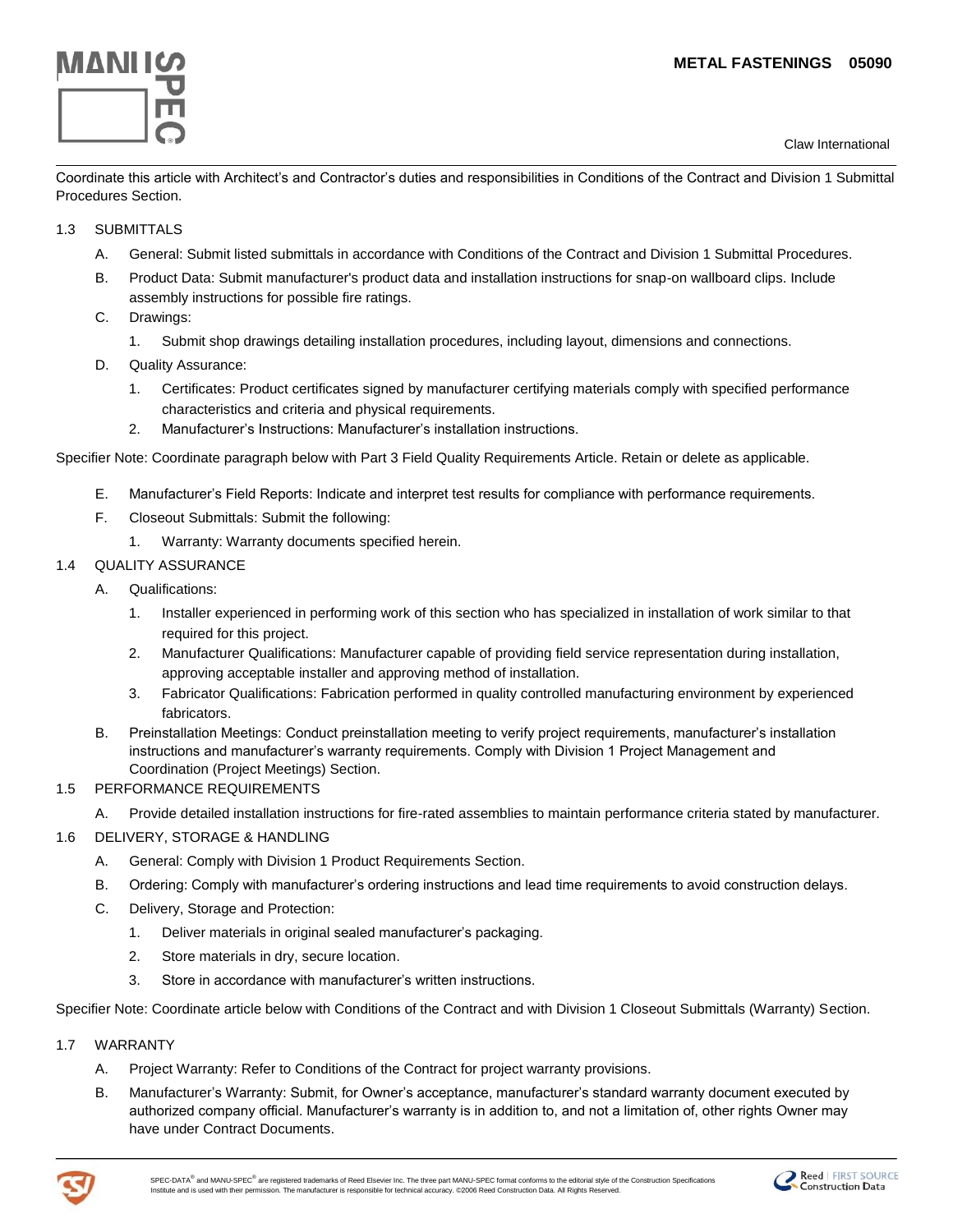Coordinate this article with Architect's and Contractor's duties and responsibilities in Conditions of the Contract and Division 1 Submittal Procedures Section.

1.3 SUBMITTALS

A. General: Submit listed submittals in accordance with Conditions of the Contract and Division 1 Submittal Procedures.

B. Product Data: Submit manufacturer's product data and installation instructions for snap-on wallboard clips. Include assembly instructions for possible fire ratings.

C. Drawings:

1. Submit shop drawings detailing installation procedures, including layout, dimensions and connections.

D. Quality Assurance:

1. Certificates: Product certificates signed by manufacturer certifying materials comply with specified performance characteristics and criteria and physical requirements.
2. Manufacturer's Instructions: Manufacturer's installation instructions.

Specifier Note: Coordinate paragraph below with Part 3 Field Quality Requirements Article. Retain or delete as applicable.

E. Manufacturer's Field Reports: Indicate and interpret test results for compliance with performance requirements.

F. Closeout Submittals: Submit the following:

1. Warranty: Warranty documents specified herein.

1.4 QUALITY ASSURANCE

A. Qualifications:

1. Installer experienced in performing work of this section who has specialized in installation of work similar to that required for this project.
2. Manufacturer Qualifications: Manufacturer capable of providing field service representation during installation, approving acceptable installer and approving method of installation.
3. Fabricator Qualifications: Fabrication performed in quality controlled manufacturing environment by experienced fabricators.

B. Preinstallation Meetings: Conduct preinstallation meeting to verify project requirements, manufacturer's installation instructions and manufacturer's warranty requirements. Comply with Division 1 Project Management and Coordination (Project Meetings) Section.

1.5 PERFORMANCE REQUIREMENTS

A. Provide detailed installation instructions for fire-rated assemblies to maintain performance criteria stated by manufacturer.

1.6 DELIVERY, STORAGE & HANDLING

A. General: Comply with Division 1 Product Requirements Section.

B. Ordering: Comply with manufacturer's ordering instructions and lead time requirements to avoid construction delays.

C. Delivery, Storage and Protection:

1. Deliver materials in original sealed manufacturer's packaging.
2. Store materials in dry, secure location.
3. Store in accordance with manufacturer's written instructions.

Specifier Note: Coordinate article below with Conditions of the Contract and with Division 1 Closeout Submittals (Warranty) Section.

1.7 WARRANTY

A. Project Warranty: Refer to Conditions of the Contract for project warranty provisions.

B. Manufacturer's Warranty: Submit, for Owner's acceptance, manufacturer's standard warranty document executed by authorized company official. Manufacturer's warranty is in addition to, and not a limitation of, other rights Owner may have under Contract Documents.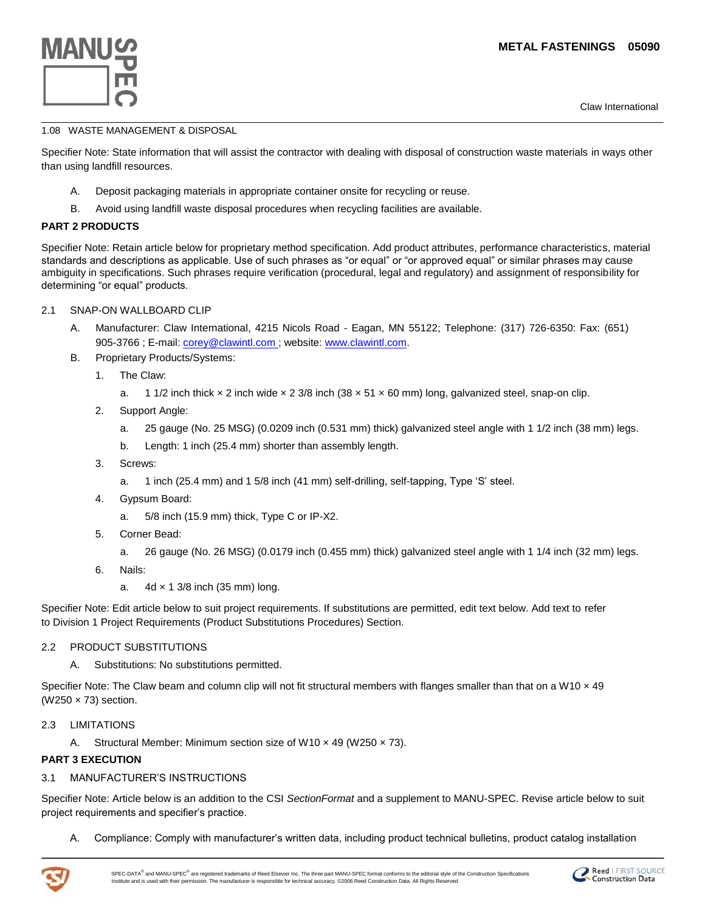1.08 WASTE MANAGEMENT & DISPOSAL

Specifier Note: State information that will assist the contractor with dealing with disposal of construction waste materials in ways other than using landfill resources.

A. Deposit packaging materials in appropriate container onsite for recycling or reuse.

B. Avoid using landfill waste disposal procedures when recycling facilities are available.

## PART 2 PRODUCTS

Specifier Note: Retain article below for proprietary method specification. Add product attributes, performance characteristics, material standards and descriptions as applicable. Use of such phrases as "or equal" or "or approved equal" or similar phrases may cause ambiguity in specifications. Such phrases require verification (procedural, legal and regulatory) and assignment of responsibility for determining "or equal" products.

2.1 SNAP-ON WALLBOARD CLIP

A. Manufacturer: Claw International, 4215 Nicols Road - Eagan, MN 55122; Telephone: (317) 726-6350: Fax: (651) 905-3766 ; E-mail: corey@clawintl.com ; website: www.clawintl.com.

B. Proprietary Products/Systems:

1. The Claw:
   a. 1 1/2 inch thick × 2 inch wide × 2 3/8 inch (38 × 51 × 60 mm) long, galvanized steel, snap-on clip.
2. Support Angle:
   a. 25 gauge (No. 25 MSG) (0.0209 inch (0.531 mm) thick) galvanized steel angle with 1 1/2 inch (38 mm) legs.
   b. Length: 1 inch (25.4 mm) shorter than assembly length.
3. Screws:
   a. 1 inch (25.4 mm) and 1 5/8 inch (41 mm) self-drilling, self-tapping, Type 'S' steel.
4. Gypsum Board:
   a. 5/8 inch (15.9 mm) thick, Type C or IP-X2.
5. Corner Bead:
   a. 26 gauge (No. 26 MSG) (0.0179 inch (0.455 mm) thick) galvanized steel angle with 1 1/4 inch (32 mm) legs.
6. Nails:
   a. 4d × 1 3/8 inch (35 mm) long.

Specifier Note: Edit article below to suit project requirements. If substitutions are permitted, edit text below. Add text to refer to Division 1 Project Requirements (Product Substitutions Procedures) Section.

2.2 PRODUCT SUBSTITUTIONS

A. Substitutions: No substitutions permitted.

Specifier Note: The Claw beam and column clip will not fit structural members with flanges smaller than that on a W10 × 49 (W250 × 73) section.

2.3 LIMITATIONS

A. Structural Member: Minimum section size of W10 × 49 (W250 × 73).

## PART 3 EXECUTION

3.1 MANUFACTURER'S INSTRUCTIONS

Specifier Note: Article below is an addition to the CSI *SectionFormat* and a supplement to MANU-SPEC. Revise article below to suit project requirements and specifier's practice.

A. Compliance: Comply with manufacturer's written data, including product technical bulletins, product catalog installation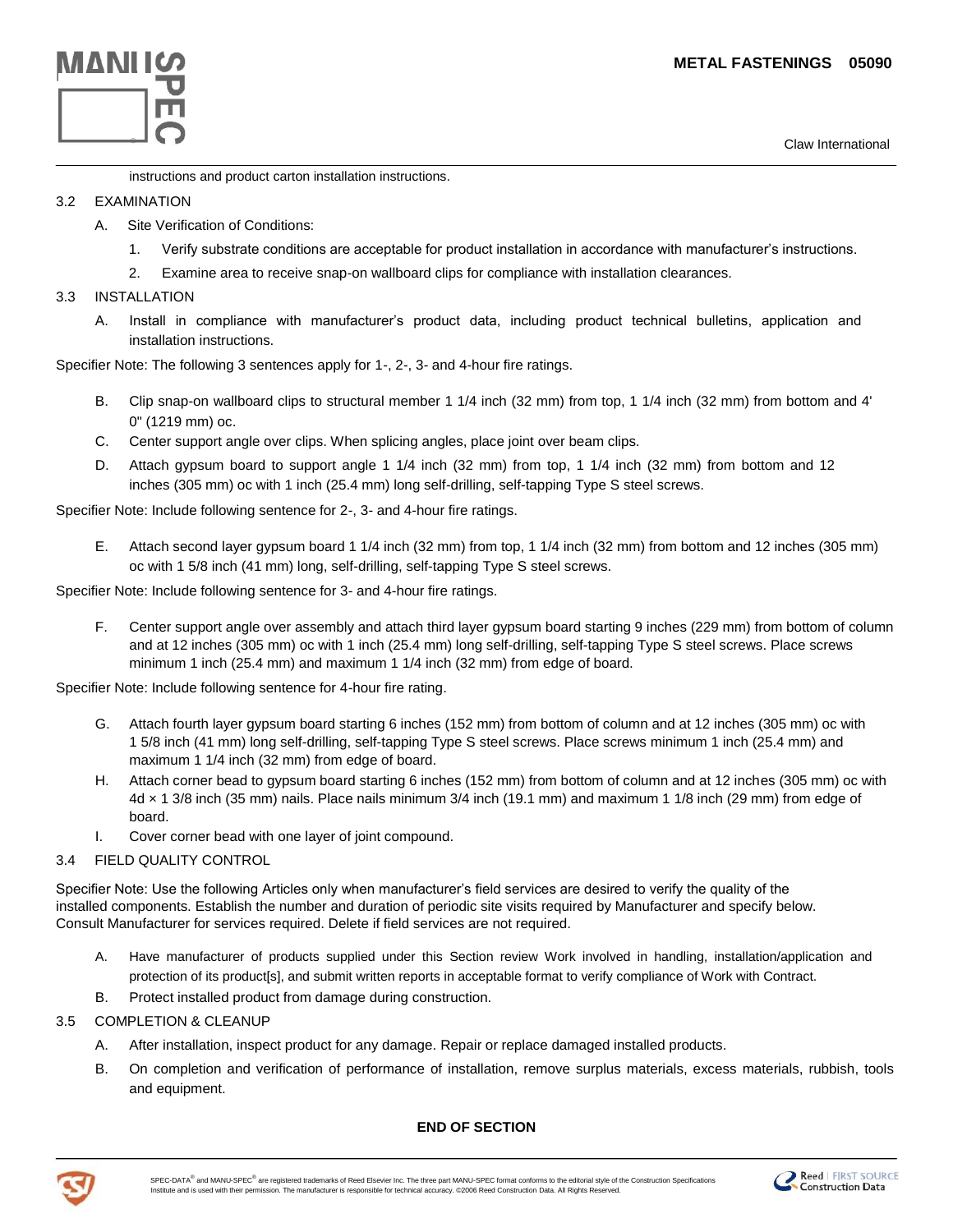instructions and product carton installation instructions.

3.2 EXAMINATION

A. Site Verification of Conditions:

1. Verify substrate conditions are acceptable for product installation in accordance with manufacturer's instructions.
2. Examine area to receive snap-on wallboard clips for compliance with installation clearances.

3.3 INSTALLATION

A. Install in compliance with manufacturer's product data, including product technical bulletins, application and installation instructions.

Specifier Note: The following 3 sentences apply for 1-, 2-, 3- and 4-hour fire ratings.

B. Clip snap-on wallboard clips to structural member 1 1/4 inch (32 mm) from top, 1 1/4 inch (32 mm) from bottom and 4' 0" (1219 mm) oc.

C. Center support angle over clips. When splicing angles, place joint over beam clips.

D. Attach gypsum board to support angle 1 1/4 inch (32 mm) from top, 1 1/4 inch (32 mm) from bottom and 12 inches (305 mm) oc with 1 inch (25.4 mm) long self-drilling, self-tapping Type S steel screws.

Specifier Note: Include following sentence for 2-, 3- and 4-hour fire ratings.

E. Attach second layer gypsum board 1 1/4 inch (32 mm) from top, 1 1/4 inch (32 mm) from bottom and 12 inches (305 mm) oc with 1 5/8 inch (41 mm) long, self-drilling, self-tapping Type S steel screws.

Specifier Note: Include following sentence for 3- and 4-hour fire ratings.

F. Center support angle over assembly and attach third layer gypsum board starting 9 inches (229 mm) from bottom of column and at 12 inches (305 mm) oc with 1 inch (25.4 mm) long self-drilling, self-tapping Type S steel screws. Place screws minimum 1 inch (25.4 mm) and maximum 1 1/4 inch (32 mm) from edge of board.

Specifier Note: Include following sentence for 4-hour fire rating.

G. Attach fourth layer gypsum board starting 6 inches (152 mm) from bottom of column and at 12 inches (305 mm) oc with 1 5/8 inch (41 mm) long self-drilling, self-tapping Type S steel screws. Place screws minimum 1 inch (25.4 mm) and maximum 1 1/4 inch (32 mm) from edge of board.

H. Attach corner bead to gypsum board starting 6 inches (152 mm) from bottom of column and at 12 inches (305 mm) oc with 4d × 1 3/8 inch (35 mm) nails. Place nails minimum 3/4 inch (19.1 mm) and maximum 1 1/8 inch (29 mm) from edge of board.

I. Cover corner bead with one layer of joint compound.

3.4 FIELD QUALITY CONTROL

Specifier Note: Use the following Articles only when manufacturer's field services are desired to verify the quality of the installed components. Establish the number and duration of periodic site visits required by Manufacturer and specify below. Consult Manufacturer for services required. Delete if field services are not required.

A. Have manufacturer of products supplied under this Section review Work involved in handling, installation/application and protection of its product[s], and submit written reports in acceptable format to verify compliance of Work with Contract.

B. Protect installed product from damage during construction.

3.5 COMPLETION & CLEANUP

A. After installation, inspect product for any damage. Repair or replace damaged installed products.

B. On completion and verification of performance of installation, remove surplus materials, excess materials, rubbish, tools and equipment.

**END OF SECTION**